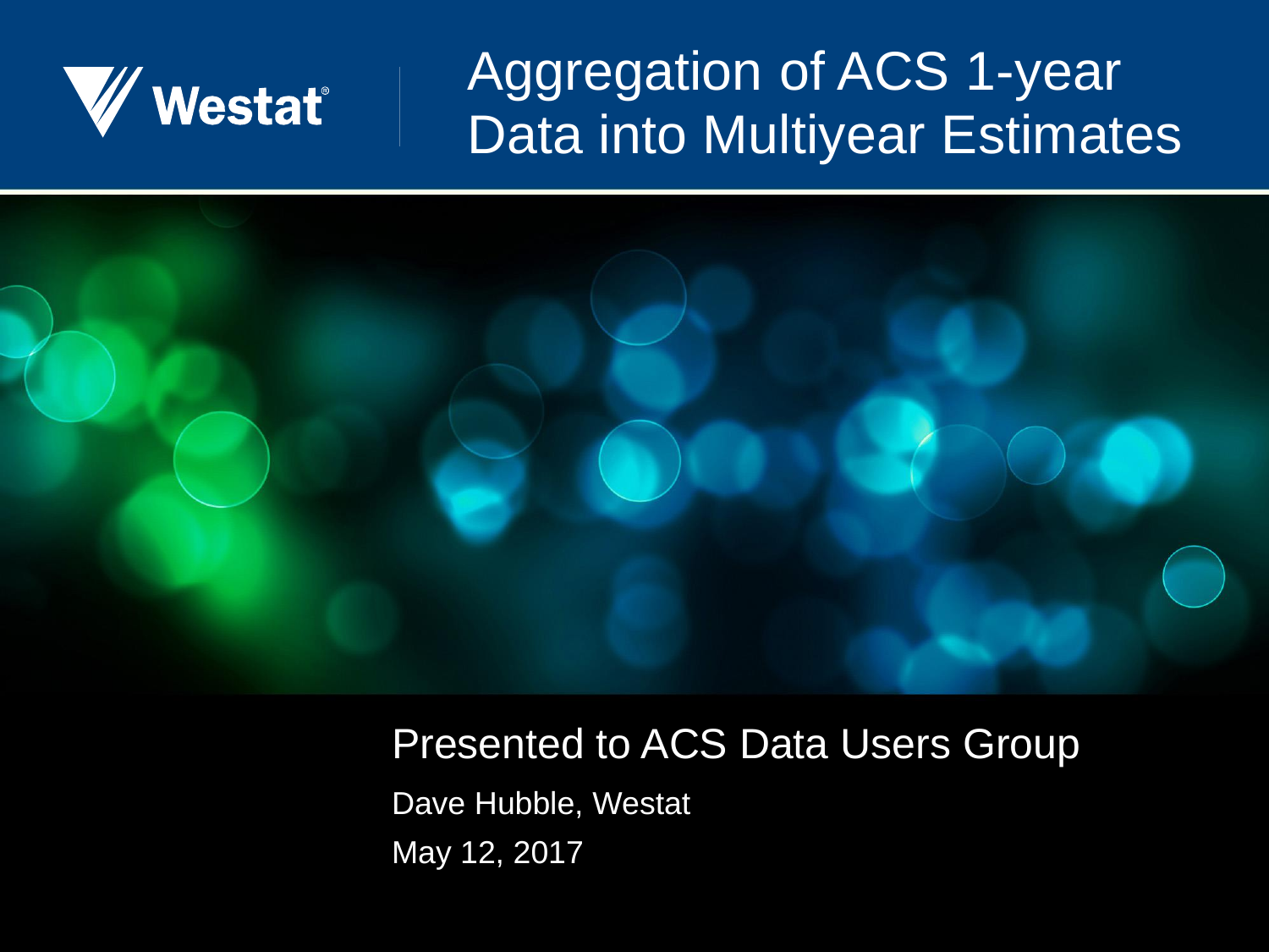Westat

# Aggregation of ACS 1-year Data into Multiyear Estimates

Presented to ACS Data Users Group

Dave Hubble, Westat

May 12, 2017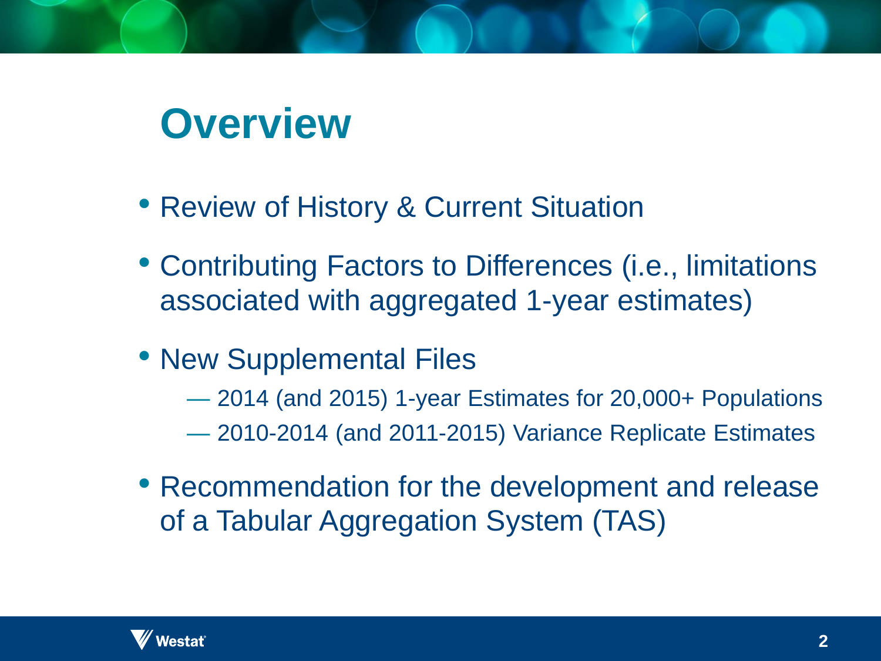# Overview

- Review of History & Current Situation
- Contributing Factors to Differences (i.e., limitations associated with aggregated 1-year estimates)
- New Supplemental Files
  - 2014 (and 2015) 1-year Estimates for 20,000+ Populations
  - 2010-2014 (and 2011-2015) Variance Replicate Estimates
- Recommendation for the development and release of a Tabular Aggregation System (TAS)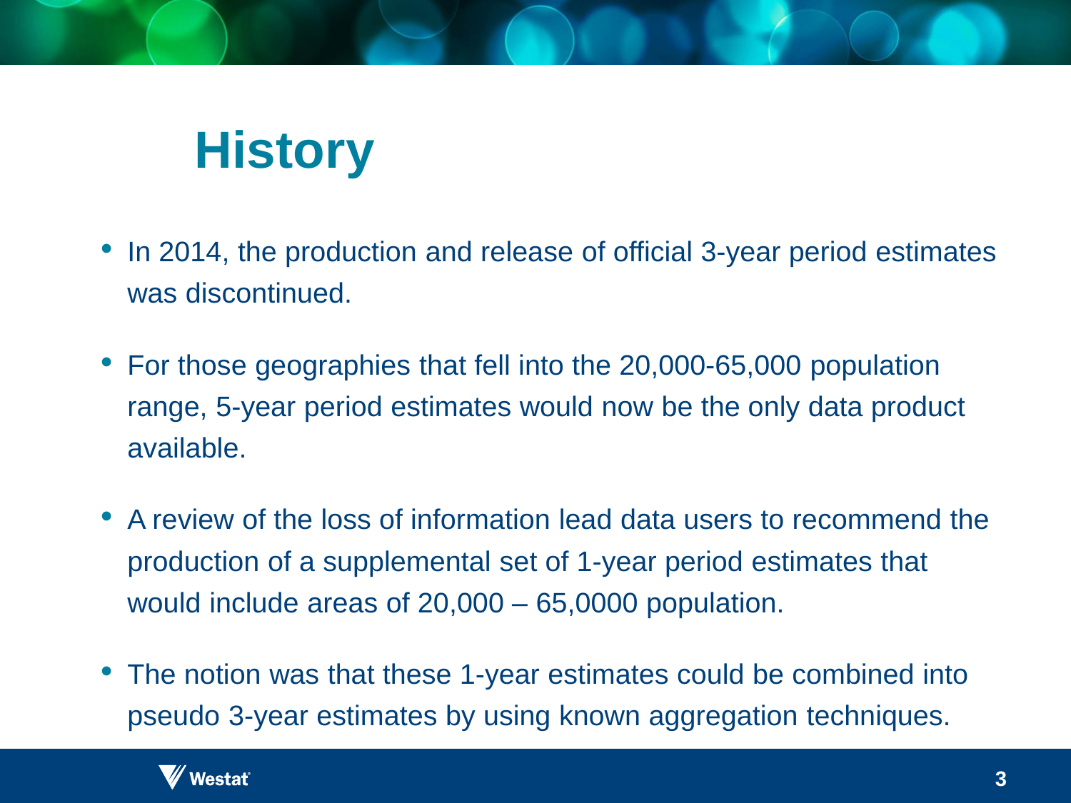# History

- In 2014, the production and release of official 3-year period estimates was discontinued.
- For those geographies that fell into the 20,000-65,000 population range, 5-year period estimates would now be the only data product available.
- A review of the loss of information lead data users to recommend the production of a supplemental set of 1-year period estimates that would include areas of 20,000 – 65,0000 population.
- The notion was that these 1-year estimates could be combined into pseudo 3-year estimates by using known aggregation techniques.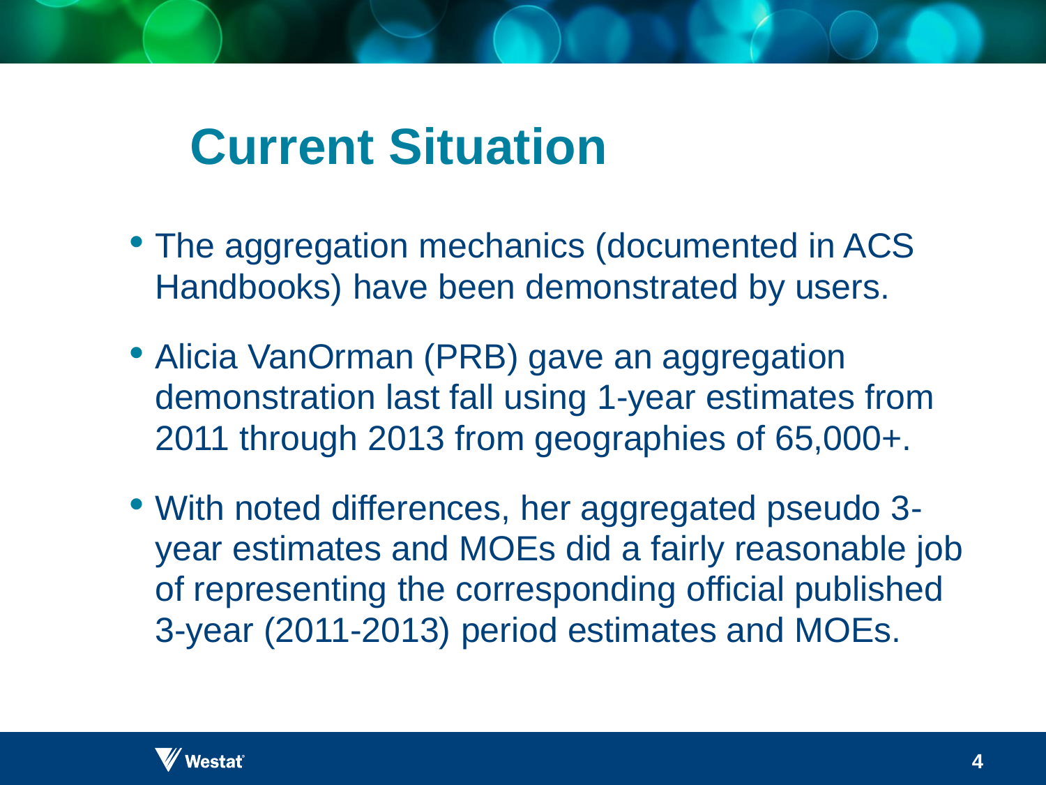# Current Situation

- The aggregation mechanics (documented in ACS Handbooks) have been demonstrated by users.
- Alicia VanOrman (PRB) gave an aggregation demonstration last fall using 1-year estimates from 2011 through 2013 from geographies of 65,000+.
- With noted differences, her aggregated pseudo 3-year estimates and MOEs did a fairly reasonable job of representing the corresponding official published 3-year (2011-2013) period estimates and MOEs.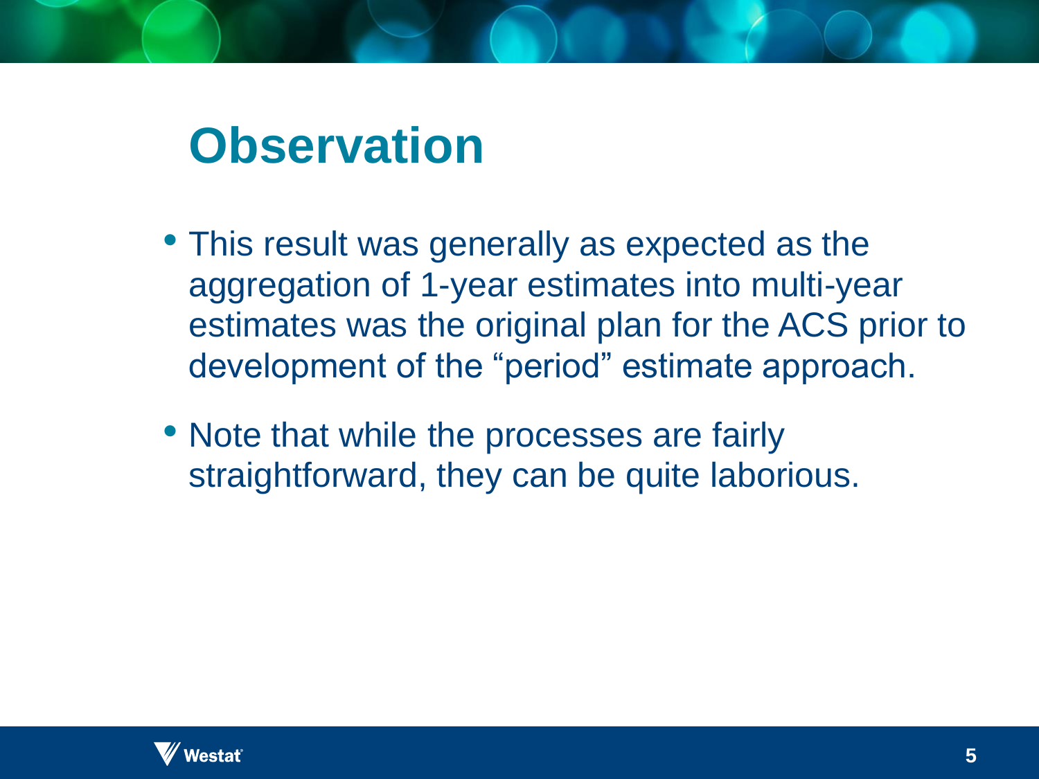# Observation

- This result was generally as expected as the aggregation of 1-year estimates into multi-year estimates was the original plan for the ACS prior to development of the “period” estimate approach.
- Note that while the processes are fairly straightforward, they can be quite laborious.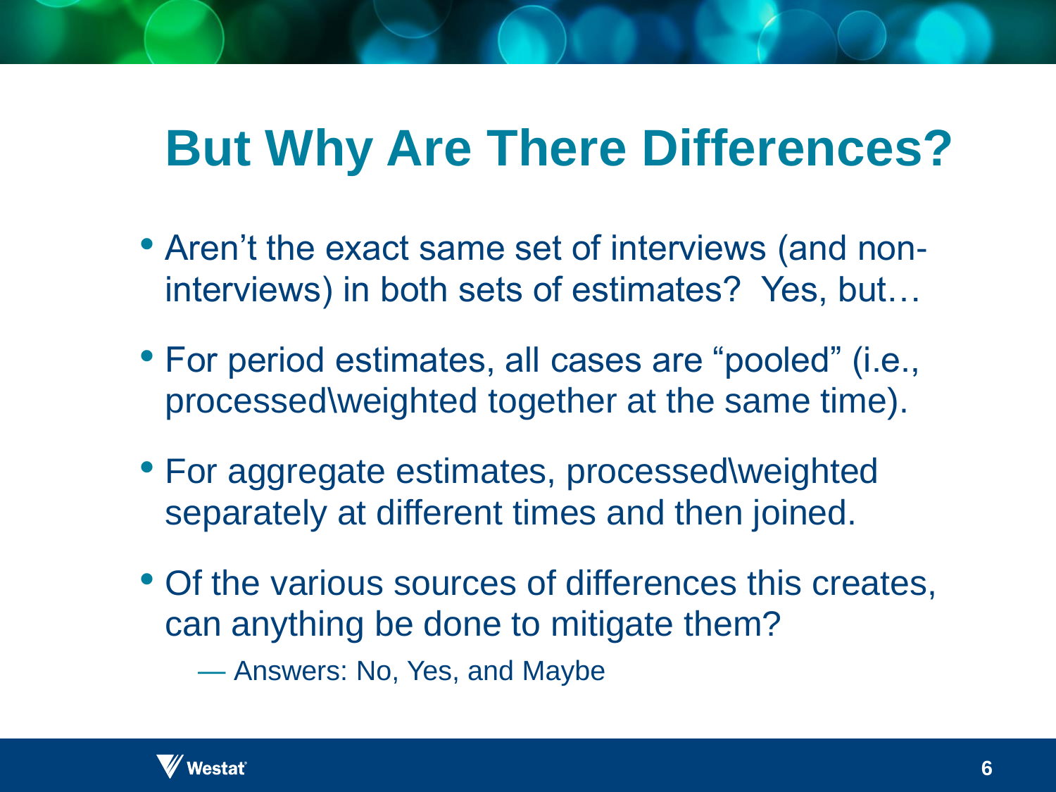# But Why Are There Differences?

- Aren't the exact same set of interviews (and non-interviews) in both sets of estimates? Yes, but…
- For period estimates, all cases are "pooled" (i.e., processed\weighted together at the same time).
- For aggregate estimates, processed\weighted separately at different times and then joined.
- Of the various sources of differences this creates, can anything be done to mitigate them?
  - Answers: No, Yes, and Maybe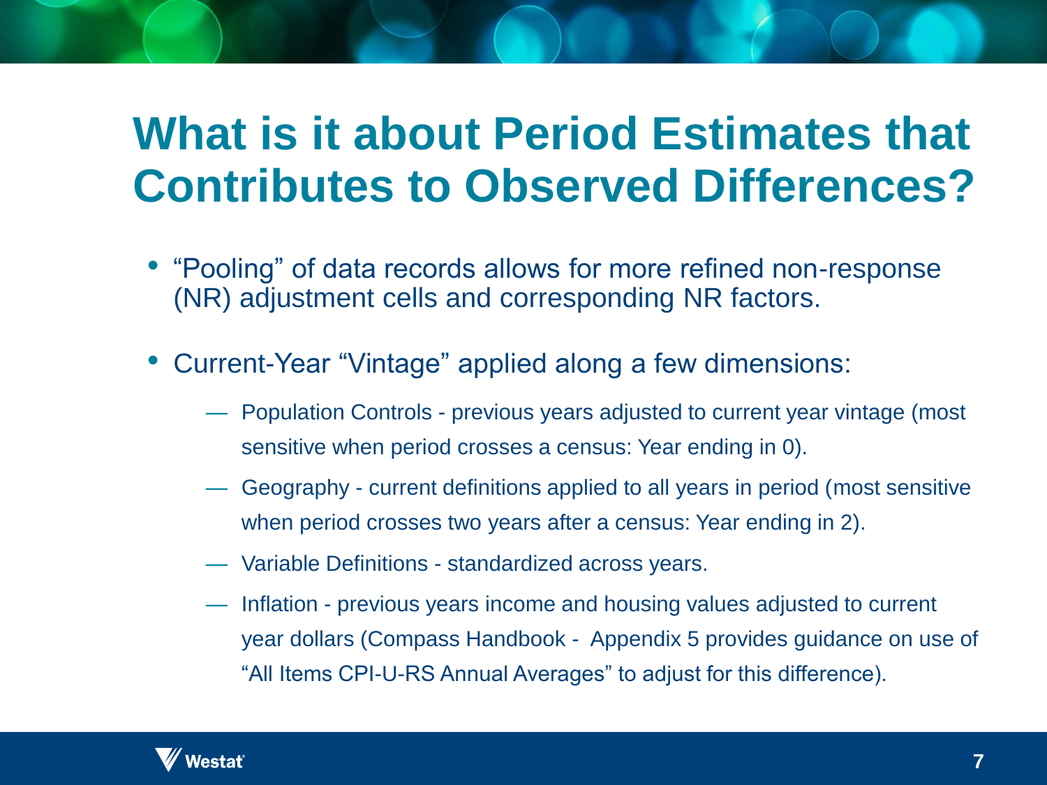# What is it about Period Estimates that Contributes to Observed Differences?

- "Pooling" of data records allows for more refined non-response (NR) adjustment cells and corresponding NR factors.

- Current-Year "Vintage" applied along a few dimensions:
  - Population Controls - previous years adjusted to current year vintage (most sensitive when period crosses a census: Year ending in 0).
  - Geography - current definitions applied to all years in period (most sensitive when period crosses two years after a census: Year ending in 2).
  - Variable Definitions - standardized across years.
  - Inflation - previous years income and housing values adjusted to current year dollars (Compass Handbook - Appendix 5 provides guidance on use of "All Items CPI-U-RS Annual Averages" to adjust for this difference).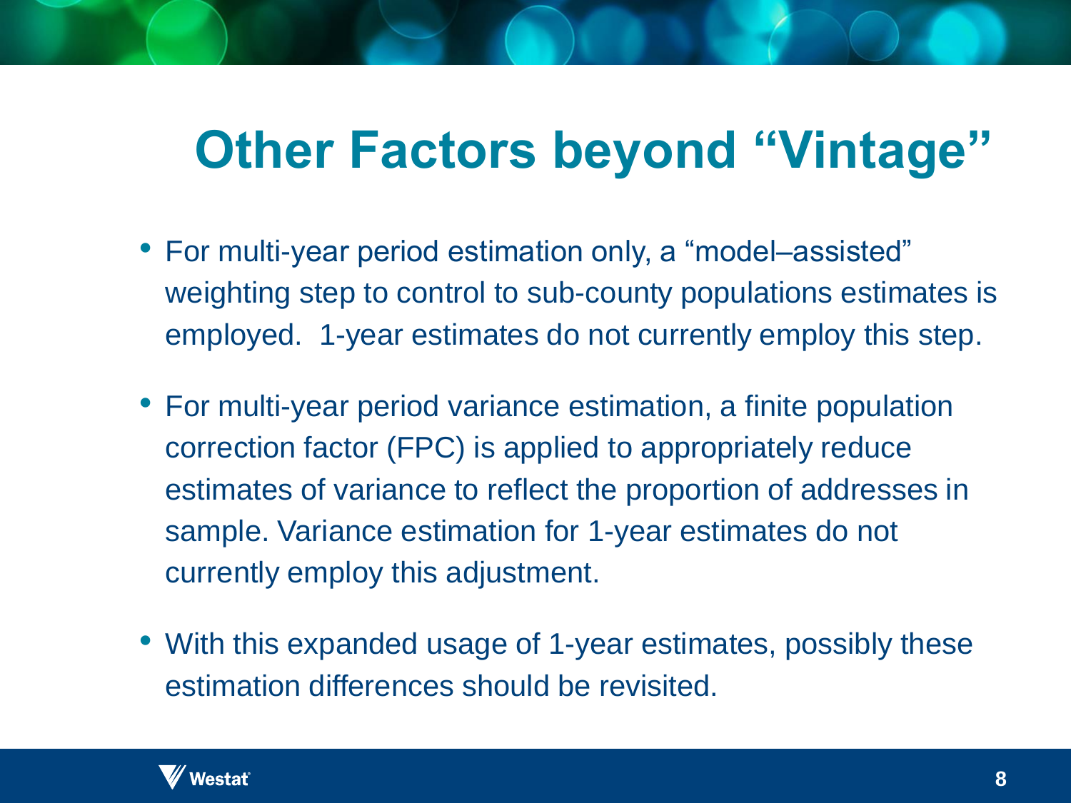# Other Factors beyond "Vintage"

- For multi-year period estimation only, a "model–assisted" weighting step to control to sub-county populations estimates is employed. 1-year estimates do not currently employ this step.
- For multi-year period variance estimation, a finite population correction factor (FPC) is applied to appropriately reduce estimates of variance to reflect the proportion of addresses in sample. Variance estimation for 1-year estimates do not currently employ this adjustment.
- With this expanded usage of 1-year estimates, possibly these estimation differences should be revisited.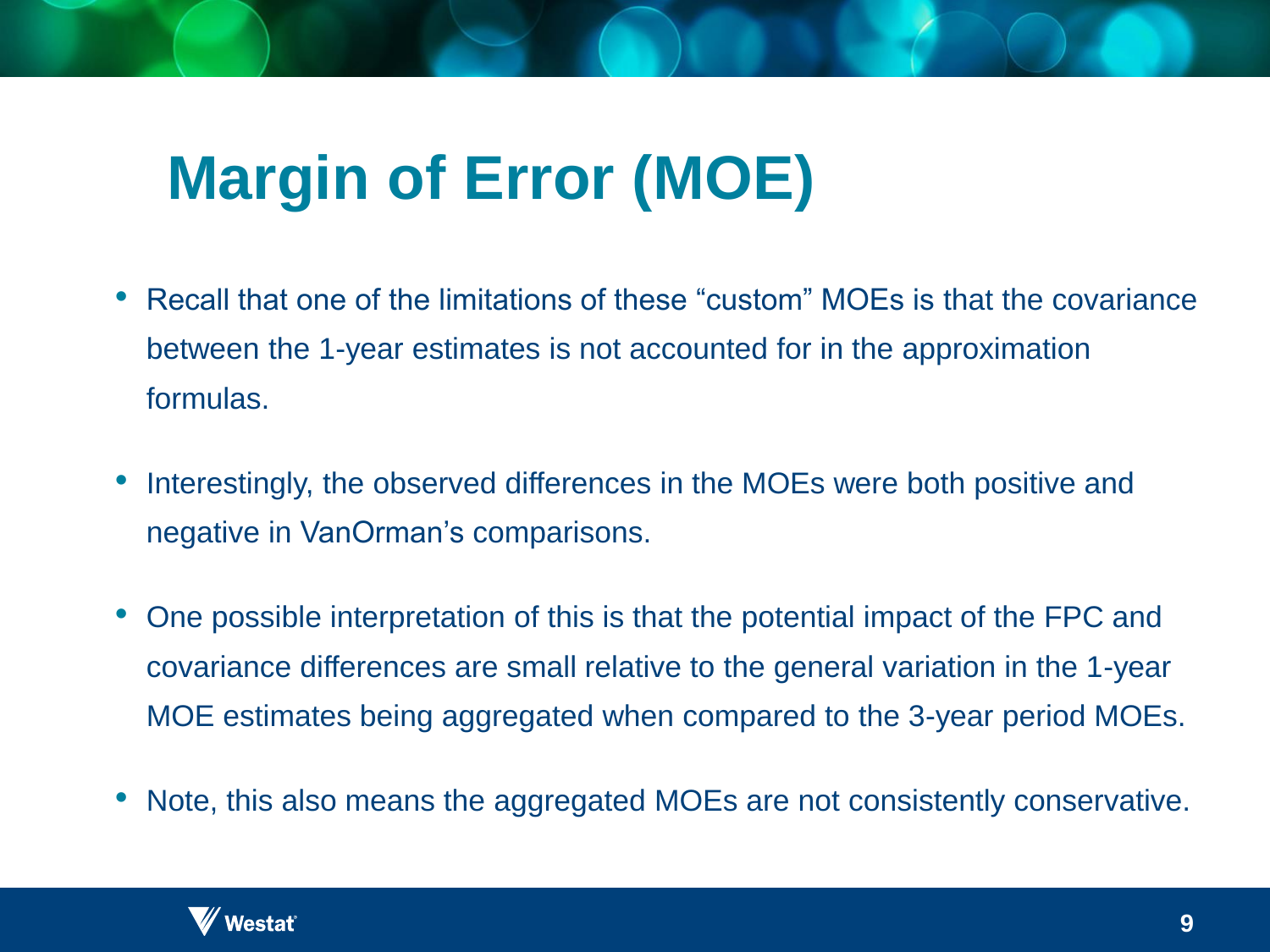# Margin of Error (MOE)

- Recall that one of the limitations of these “custom” MOEs is that the covariance between the 1-year estimates is not accounted for in the approximation formulas.
- Interestingly, the observed differences in the MOEs were both positive and negative in VanOrman’s comparisons.
- One possible interpretation of this is that the potential impact of the FPC and covariance differences are small relative to the general variation in the 1-year MOE estimates being aggregated when compared to the 3-year period MOEs.
- Note, this also means the aggregated MOEs are not consistently conservative.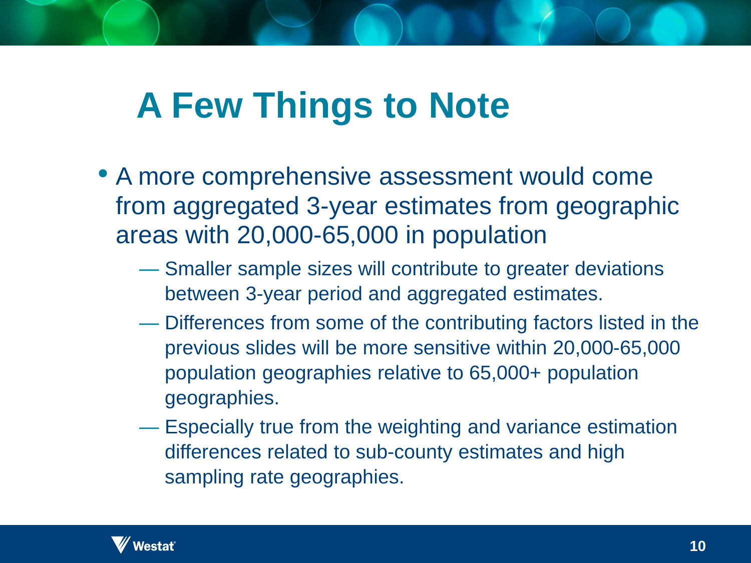# A Few Things to Note

- A more comprehensive assessment would come from aggregated 3-year estimates from geographic areas with 20,000-65,000 in population
  - Smaller sample sizes will contribute to greater deviations between 3-year period and aggregated estimates.
  - Differences from some of the contributing factors listed in the previous slides will be more sensitive within 20,000-65,000 population geographies relative to 65,000+ population geographies.
  - Especially true from the weighting and variance estimation differences related to sub-county estimates and high sampling rate geographies.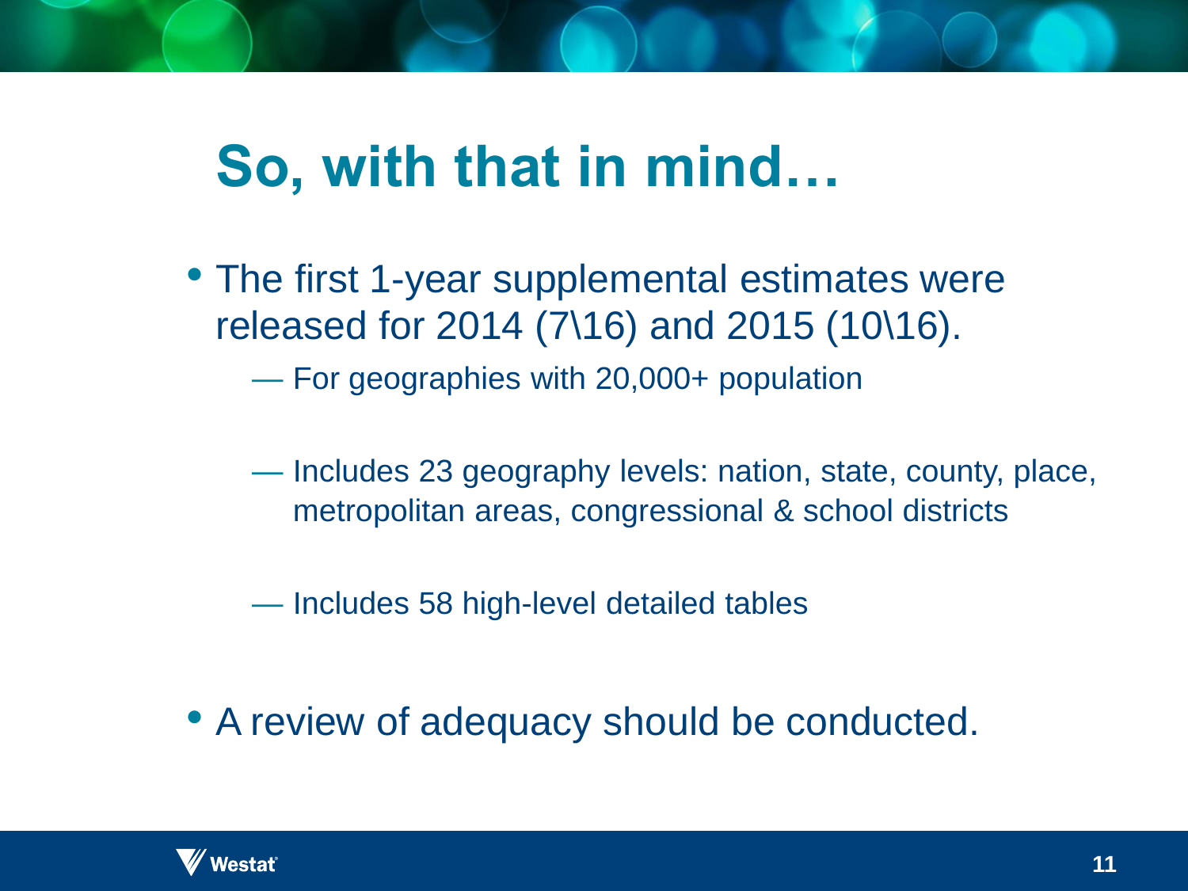# So, with that in mind…

- The first 1-year supplemental estimates were released for 2014 (7\16) and 2015 (10\16).
  - For geographies with 20,000+ population
  - Includes 23 geography levels: nation, state, county, place, metropolitan areas, congressional & school districts
  - Includes 58 high-level detailed tables
- A review of adequacy should be conducted.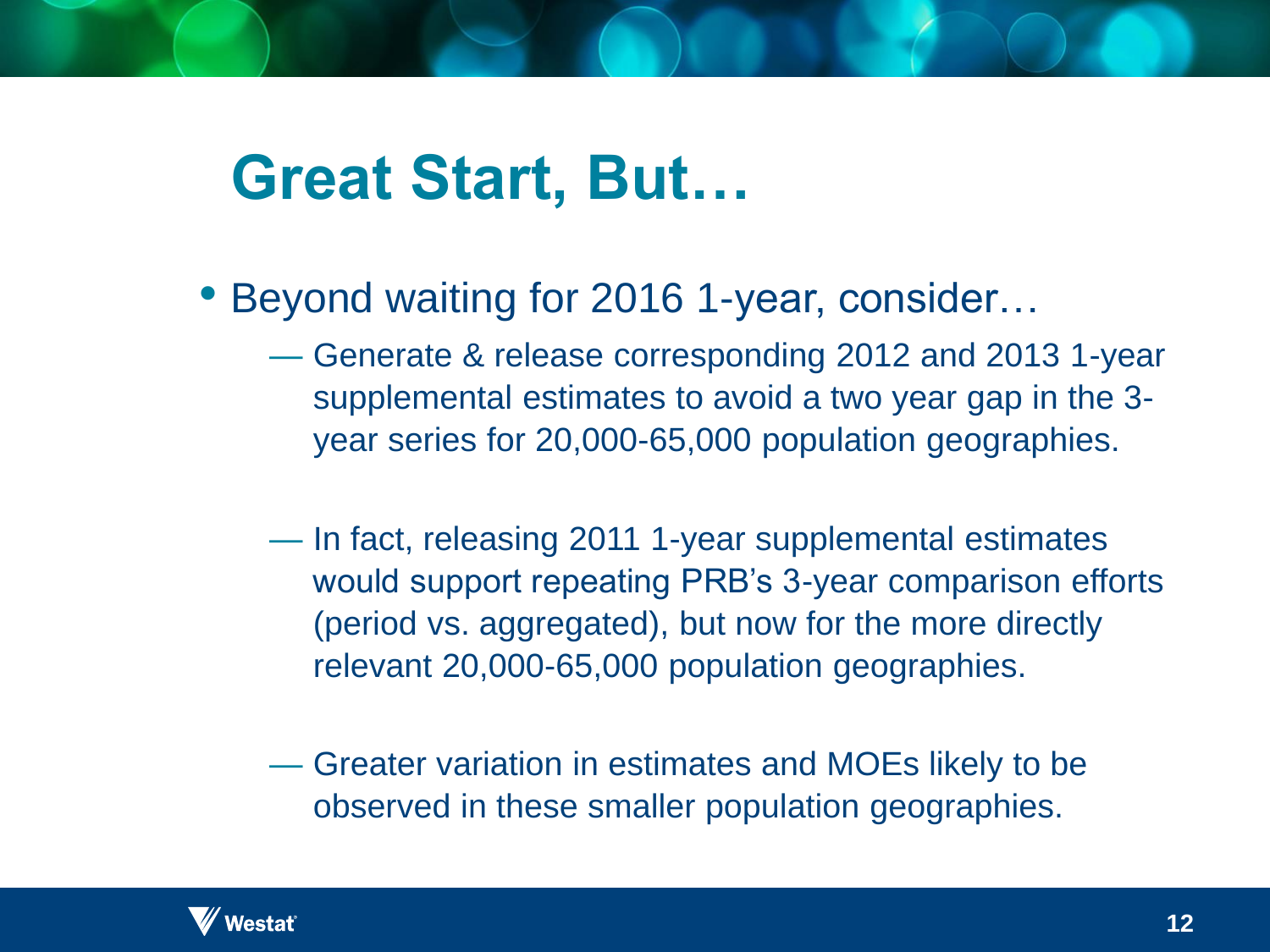# Great Start, But…

- Beyond waiting for 2016 1-year, consider…
  - Generate & release corresponding 2012 and 2013 1-year supplemental estimates to avoid a two year gap in the 3-year series for 20,000-65,000 population geographies.
  - In fact, releasing 2011 1-year supplemental estimates would support repeating PRB's 3-year comparison efforts (period vs. aggregated), but now for the more directly relevant 20,000-65,000 population geographies.
  - Greater variation in estimates and MOEs likely to be observed in these smaller population geographies.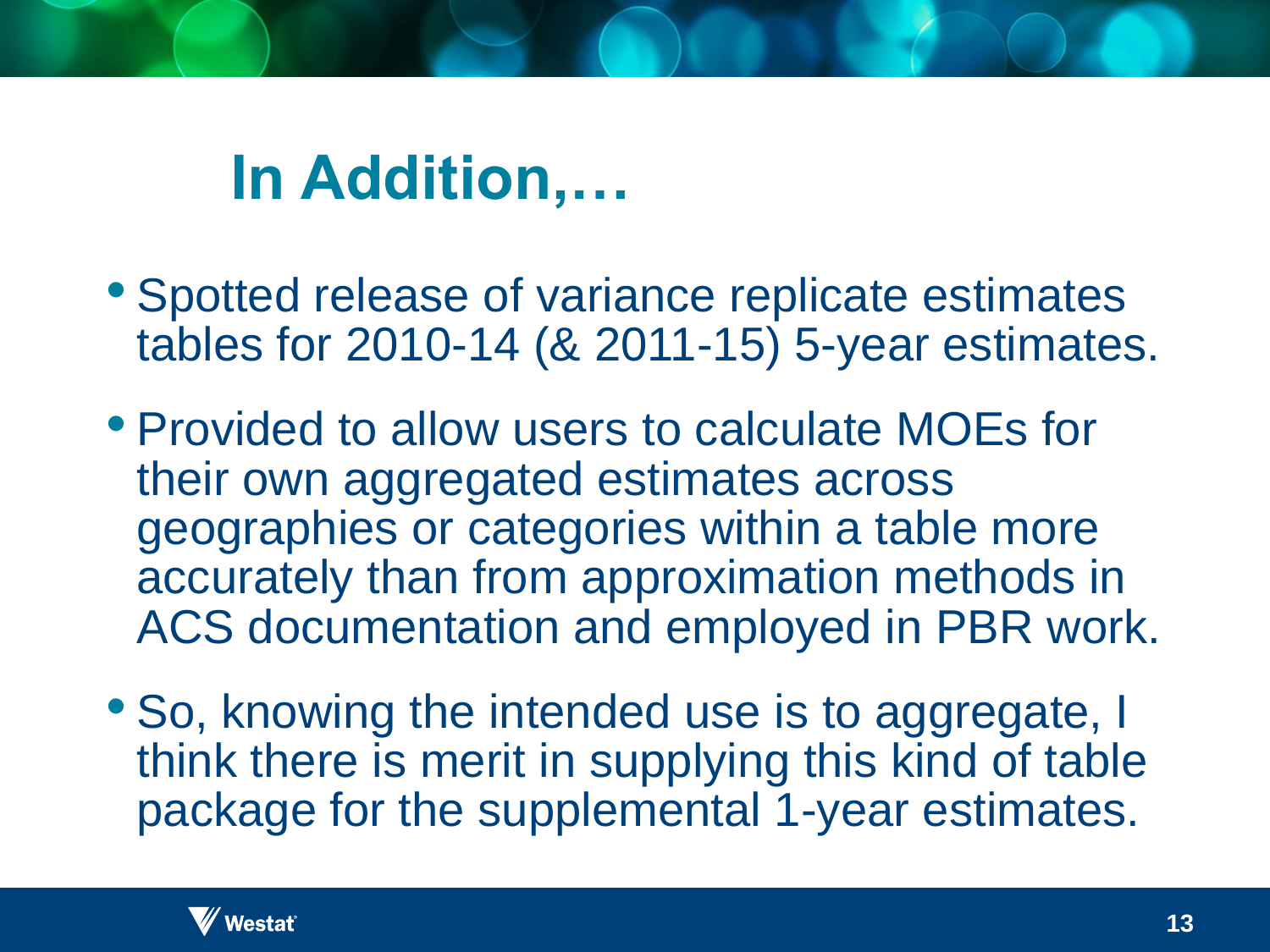# In Addition,…

- Spotted release of variance replicate estimates tables for 2010-14 (& 2011-15) 5-year estimates.
- Provided to allow users to calculate MOEs for their own aggregated estimates across geographies or categories within a table more accurately than from approximation methods in ACS documentation and employed in PBR work.
- So, knowing the intended use is to aggregate, I think there is merit in supplying this kind of table package for the supplemental 1-year estimates.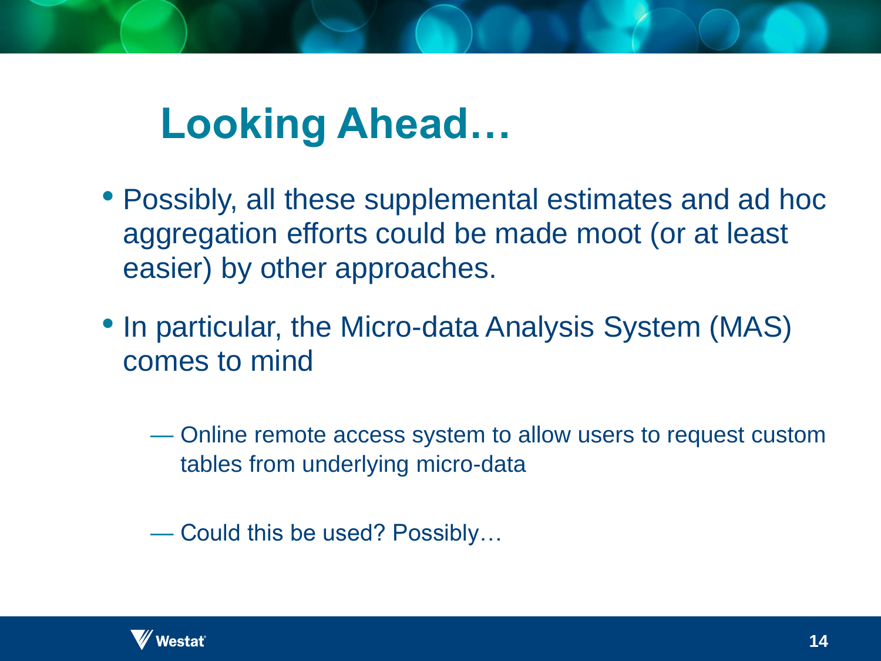# Looking Ahead…

- Possibly, all these supplemental estimates and ad hoc aggregation efforts could be made moot (or at least easier) by other approaches.
- In particular, the Micro-data Analysis System (MAS) comes to mind
  - Online remote access system to allow users to request custom tables from underlying micro-data
  - Could this be used? Possibly…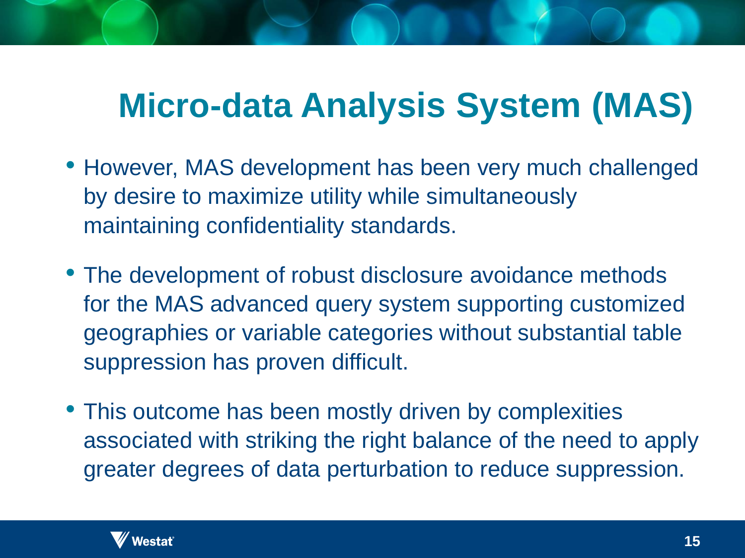# Micro-data Analysis System (MAS)

- However, MAS development has been very much challenged by desire to maximize utility while simultaneously maintaining confidentiality standards.
- The development of robust disclosure avoidance methods for the MAS advanced query system supporting customized geographies or variable categories without substantial table suppression has proven difficult.
- This outcome has been mostly driven by complexities associated with striking the right balance of the need to apply greater degrees of data perturbation to reduce suppression.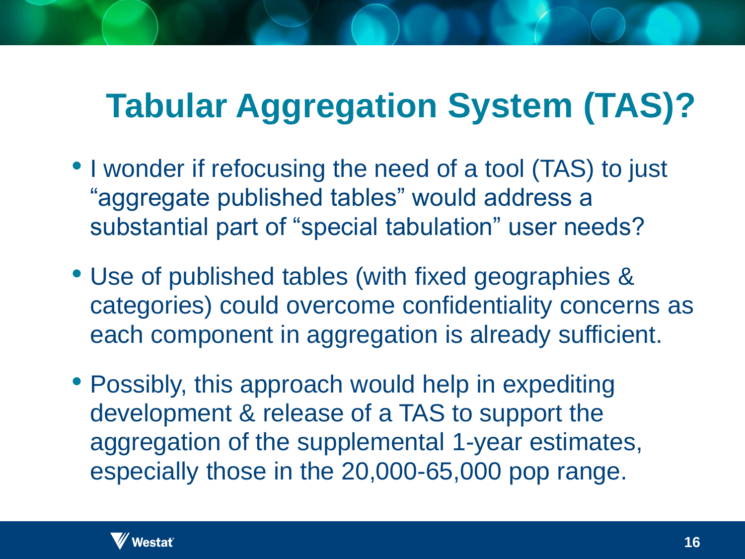# Tabular Aggregation System (TAS)?

- I wonder if refocusing the need of a tool (TAS) to just "aggregate published tables" would address a substantial part of "special tabulation" user needs?
- Use of published tables (with fixed geographies & categories) could overcome confidentiality concerns as each component in aggregation is already sufficient.
- Possibly, this approach would help in expediting development & release of a TAS to support the aggregation of the supplemental 1-year estimates, especially those in the 20,000-65,000 pop range.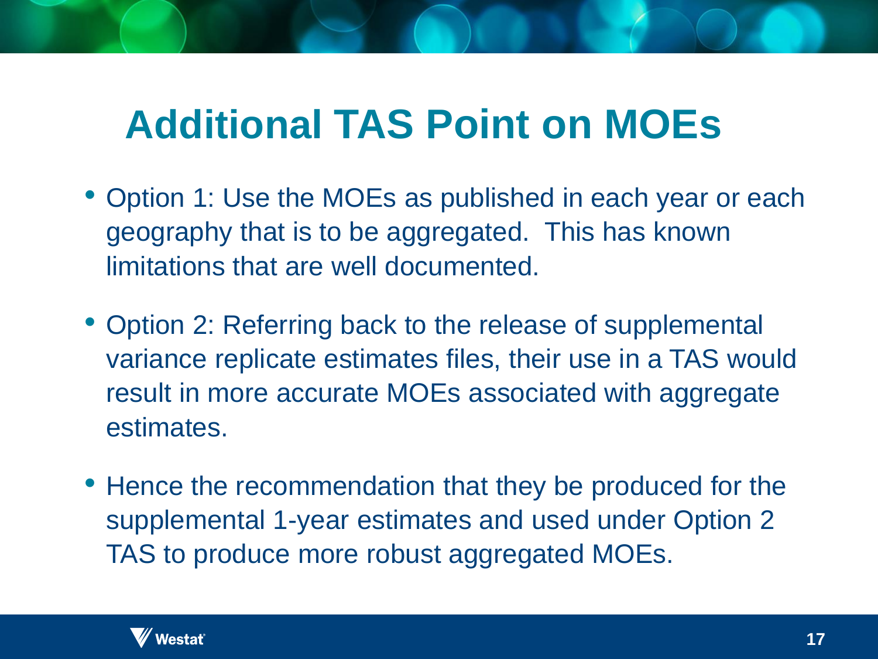# Additional TAS Point on MOEs

- Option 1: Use the MOEs as published in each year or each geography that is to be aggregated. This has known limitations that are well documented.
- Option 2: Referring back to the release of supplemental variance replicate estimates files, their use in a TAS would result in more accurate MOEs associated with aggregate estimates.
- Hence the recommendation that they be produced for the supplemental 1-year estimates and used under Option 2 TAS to produce more robust aggregated MOEs.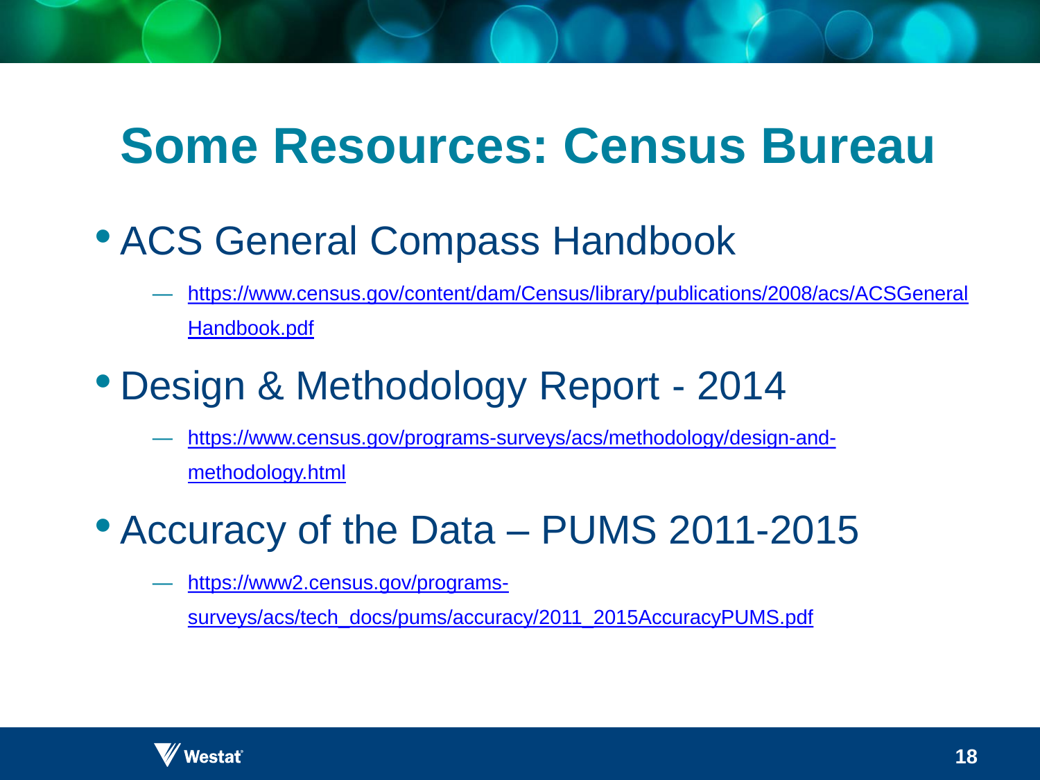# Some Resources: Census Bureau

- ACS General Compass Handbook
  - https://www.census.gov/content/dam/Census/library/publications/2008/acs/ACSGeneralHandbook.pdf
- Design & Methodology Report - 2014
  - https://www.census.gov/programs-surveys/acs/methodology/design-and-methodology.html
- Accuracy of the Data – PUMS 2011-2015
  - https://www2.census.gov/programs-surveys/acs/tech_docs/pums/accuracy/2011_2015AccuracyPUMS.pdf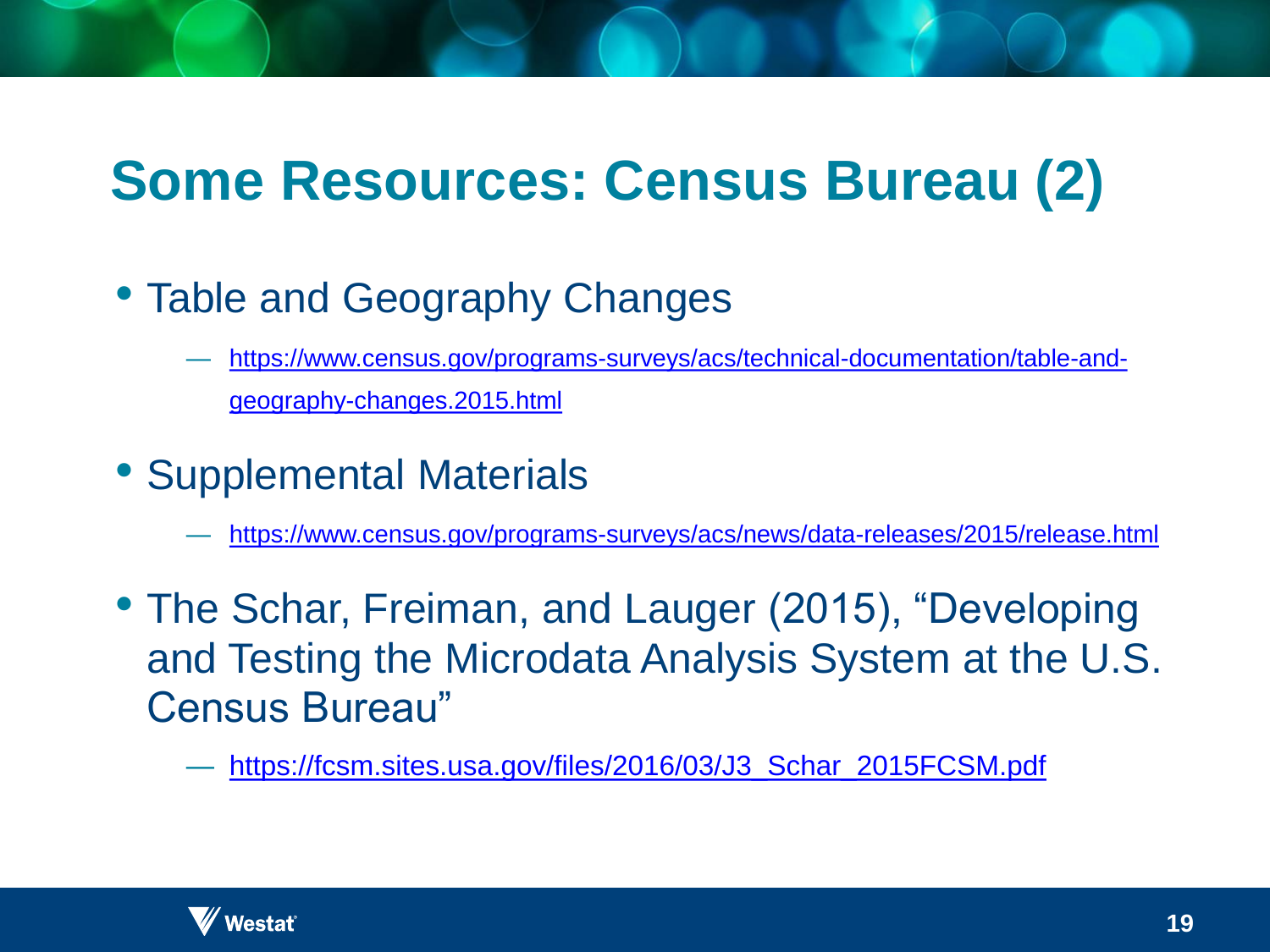# Some Resources: Census Bureau (2)

- Table and Geography Changes
  - https://www.census.gov/programs-surveys/acs/technical-documentation/table-and-geography-changes.2015.html
- Supplemental Materials
  - https://www.census.gov/programs-surveys/acs/news/data-releases/2015/release.html
- The Schar, Freiman, and Lauger (2015), "Developing and Testing the Microdata Analysis System at the U.S. Census Bureau"
  - https://fcsm.sites.usa.gov/files/2016/03/J3_Schar_2015FCSM.pdf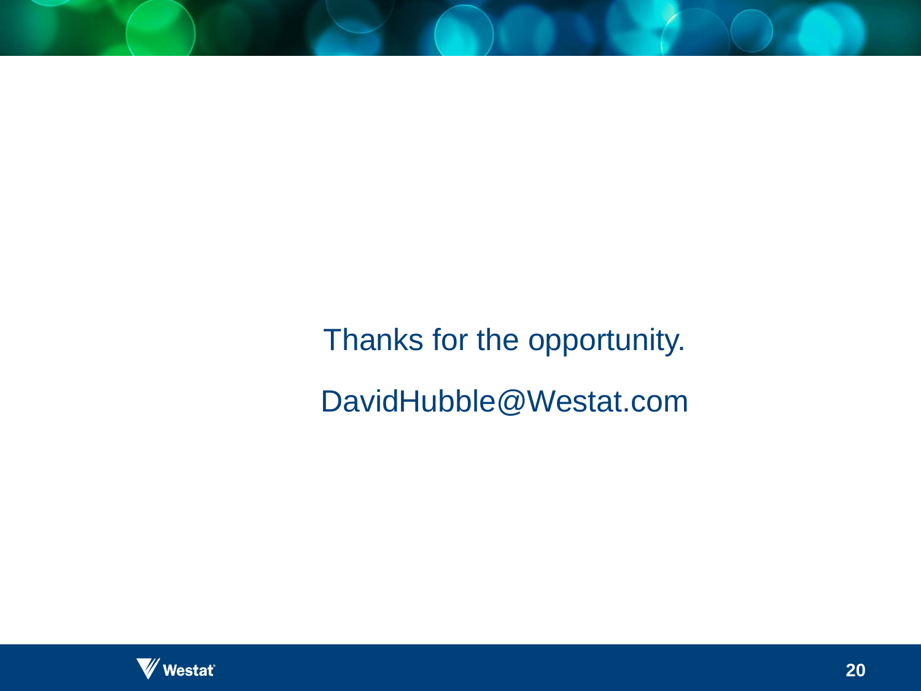Thanks for the opportunity.

DavidHubble@Westat.com